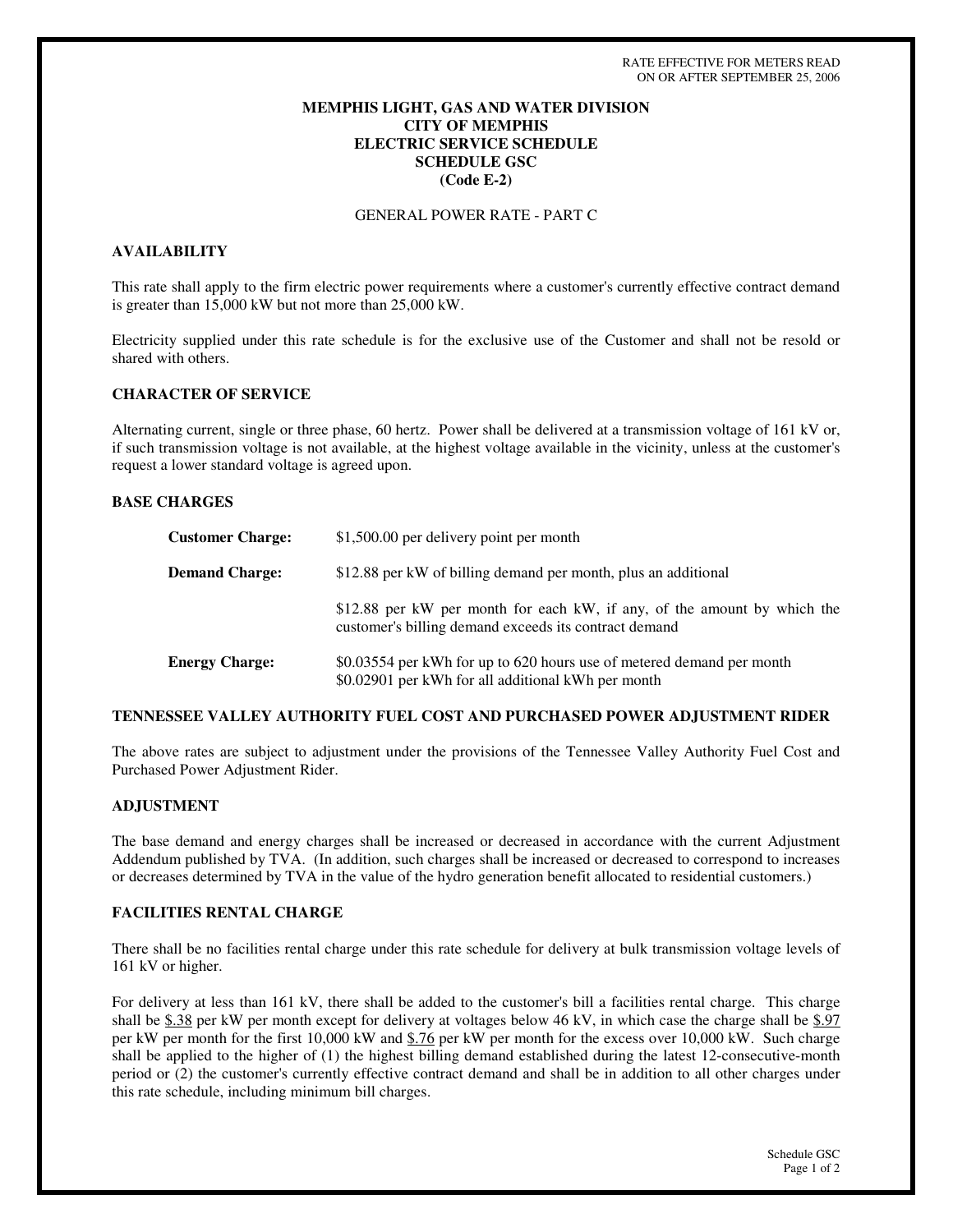RATE EFFECTIVE FOR METERS READ
ON OR AFTER SEPTEMBER 25, 2006

# MEMPHIS LIGHT, GAS AND WATER DIVISION
# CITY OF MEMPHIS
# ELECTRIC SERVICE SCHEDULE
# SCHEDULE GSC
# (Code E-2)

GENERAL POWER RATE - PART C

## AVAILABILITY

This rate shall apply to the firm electric power requirements where a customer's currently effective contract demand is greater than 15,000 kW but not more than 25,000 kW.

Electricity supplied under this rate schedule is for the exclusive use of the Customer and shall not be resold or shared with others.

## CHARACTER OF SERVICE

Alternating current, single or three phase, 60 hertz. Power shall be delivered at a transmission voltage of 161 kV or, if such transmission voltage is not available, at the highest voltage available in the vicinity, unless at the customer's request a lower standard voltage is agreed upon.

## BASE CHARGES

**Customer Charge:** $1,500.00 per delivery point per month

**Demand Charge:** $12.88 per kW of billing demand per month, plus an additional

$12.88 per kW per month for each kW, if any, of the amount by which the customer's billing demand exceeds its contract demand

**Energy Charge:** $0.03554 per kWh for up to 620 hours use of metered demand per month
$0.02901 per kWh for all additional kWh per month

## TENNESSEE VALLEY AUTHORITY FUEL COST AND PURCHASED POWER ADJUSTMENT RIDER

The above rates are subject to adjustment under the provisions of the Tennessee Valley Authority Fuel Cost and Purchased Power Adjustment Rider.

## ADJUSTMENT

The base demand and energy charges shall be increased or decreased in accordance with the current Adjustment Addendum published by TVA. (In addition, such charges shall be increased or decreased to correspond to increases or decreases determined by TVA in the value of the hydro generation benefit allocated to residential customers.)

## FACILITIES RENTAL CHARGE

There shall be no facilities rental charge under this rate schedule for delivery at bulk transmission voltage levels of 161 kV or higher.

For delivery at less than 161 kV, there shall be added to the customer's bill a facilities rental charge. This charge shall be $.38 per kW per month except for delivery at voltages below 46 kV, in which case the charge shall be $.97 per kW per month for the first 10,000 kW and $.76 per kW per month for the excess over 10,000 kW. Such charge shall be applied to the higher of (1) the highest billing demand established during the latest 12-consecutive-month period or (2) the customer's currently effective contract demand and shall be in addition to all other charges under this rate schedule, including minimum bill charges.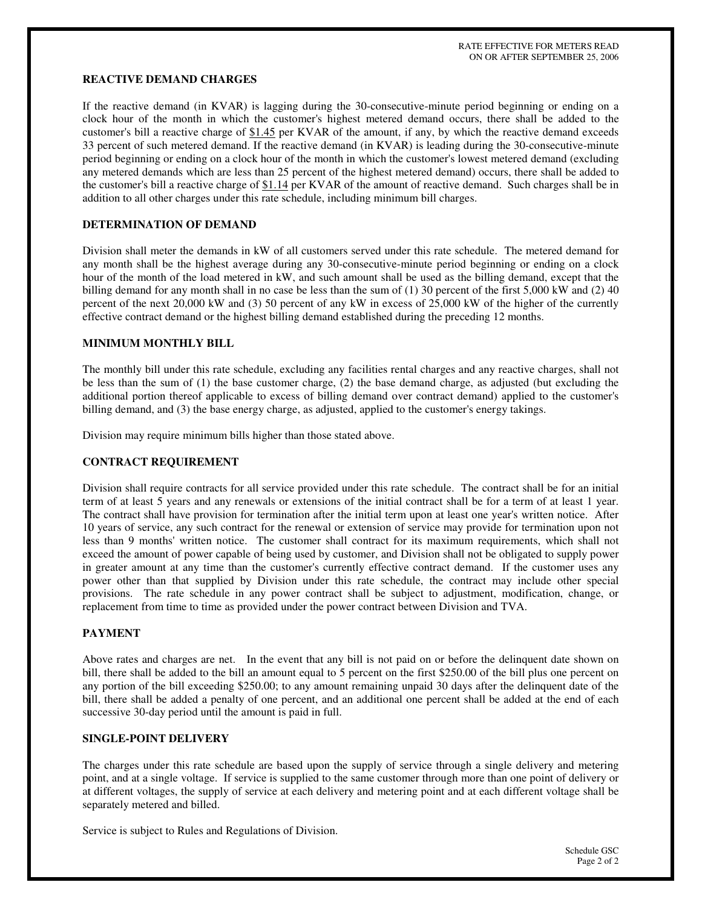RATE EFFECTIVE FOR METERS READ
ON OR AFTER SEPTEMBER 25, 2006

## REACTIVE DEMAND CHARGES

If the reactive demand (in KVAR) is lagging during the 30-consecutive-minute period beginning or ending on a clock hour of the month in which the customer's highest metered demand occurs, there shall be added to the customer's bill a reactive charge of $1.45 per KVAR of the amount, if any, by which the reactive demand exceeds 33 percent of such metered demand. If the reactive demand (in KVAR) is leading during the 30-consecutive-minute period beginning or ending on a clock hour of the month in which the customer's lowest metered demand (excluding any metered demands which are less than 25 percent of the highest metered demand) occurs, there shall be added to the customer's bill a reactive charge of $1.14 per KVAR of the amount of reactive demand. Such charges shall be in addition to all other charges under this rate schedule, including minimum bill charges.

## DETERMINATION OF DEMAND

Division shall meter the demands in kW of all customers served under this rate schedule. The metered demand for any month shall be the highest average during any 30-consecutive-minute period beginning or ending on a clock hour of the month of the load metered in kW, and such amount shall be used as the billing demand, except that the billing demand for any month shall in no case be less than the sum of (1) 30 percent of the first 5,000 kW and (2) 40 percent of the next 20,000 kW and (3) 50 percent of any kW in excess of 25,000 kW of the higher of the currently effective contract demand or the highest billing demand established during the preceding 12 months.

## MINIMUM MONTHLY BILL

The monthly bill under this rate schedule, excluding any facilities rental charges and any reactive charges, shall not be less than the sum of (1) the base customer charge, (2) the base demand charge, as adjusted (but excluding the additional portion thereof applicable to excess of billing demand over contract demand) applied to the customer's billing demand, and (3) the base energy charge, as adjusted, applied to the customer's energy takings.

Division may require minimum bills higher than those stated above.

## CONTRACT REQUIREMENT

Division shall require contracts for all service provided under this rate schedule. The contract shall be for an initial term of at least 5 years and any renewals or extensions of the initial contract shall be for a term of at least 1 year. The contract shall have provision for termination after the initial term upon at least one year's written notice. After 10 years of service, any such contract for the renewal or extension of service may provide for termination upon not less than 9 months' written notice. The customer shall contract for its maximum requirements, which shall not exceed the amount of power capable of being used by customer, and Division shall not be obligated to supply power in greater amount at any time than the customer's currently effective contract demand. If the customer uses any power other than that supplied by Division under this rate schedule, the contract may include other special provisions. The rate schedule in any power contract shall be subject to adjustment, modification, change, or replacement from time to time as provided under the power contract between Division and TVA.

## PAYMENT

Above rates and charges are net. In the event that any bill is not paid on or before the delinquent date shown on bill, there shall be added to the bill an amount equal to 5 percent on the first $250.00 of the bill plus one percent on any portion of the bill exceeding $250.00; to any amount remaining unpaid 30 days after the delinquent date of the bill, there shall be added a penalty of one percent, and an additional one percent shall be added at the end of each successive 30-day period until the amount is paid in full.

## SINGLE-POINT DELIVERY

The charges under this rate schedule are based upon the supply of service through a single delivery and metering point, and at a single voltage. If service is supplied to the same customer through more than one point of delivery or at different voltages, the supply of service at each delivery and metering point and at each different voltage shall be separately metered and billed.

Service is subject to Rules and Regulations of Division.

Schedule GSC